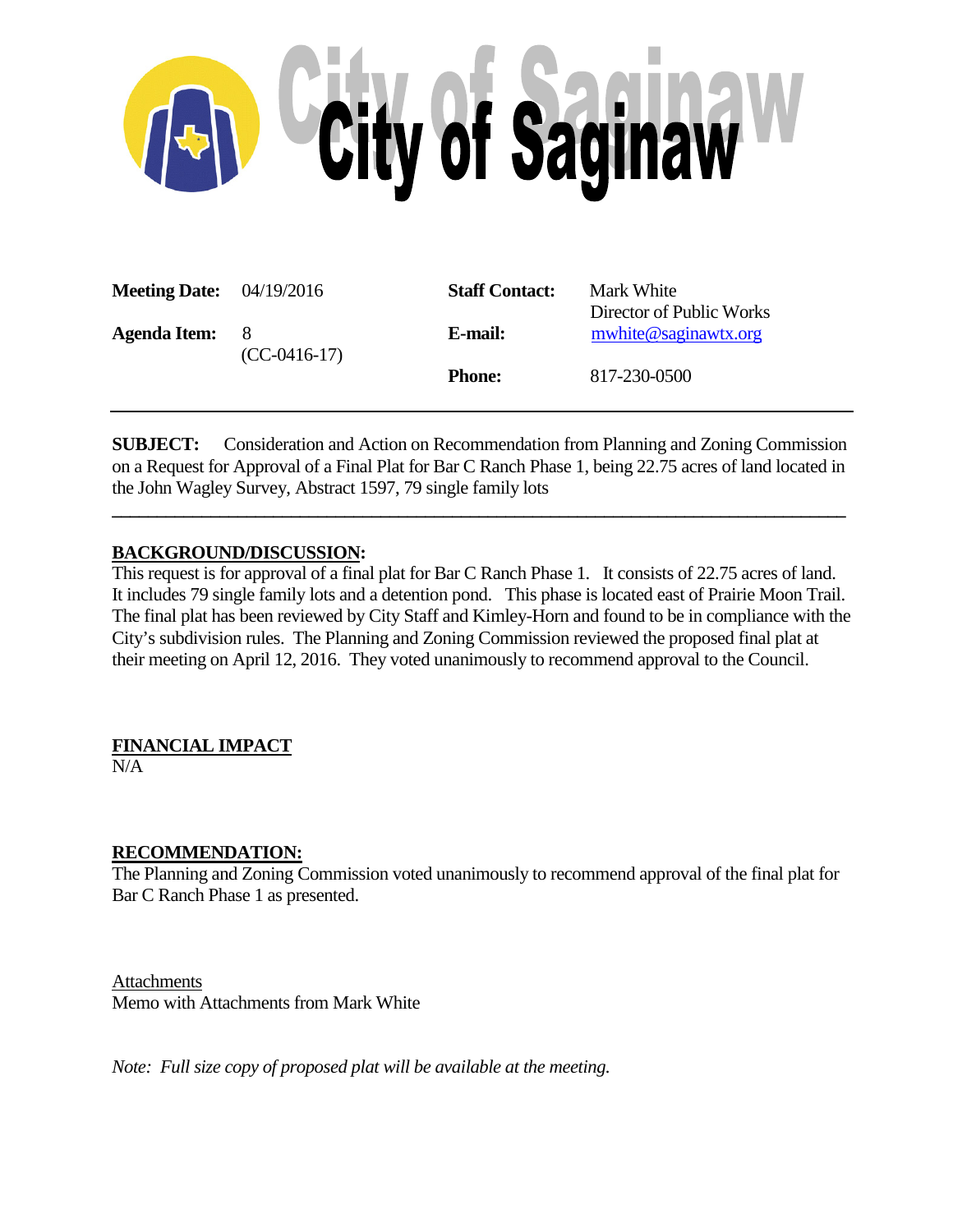# City of Saginaw

| | | | |
|---|---|---|---|
| **Meeting Date:** | 04/19/2016 | **Staff Contact:** | Mark White<br>Director of Public Works |
| **Agenda Item:** | 8<br>(CC-0416-17) | **E-mail:** | mwhite@saginawtx.org |
| | | **Phone:** | 817-230-0500 |

---

**SUBJECT:** Consideration and Action on Recommendation from Planning and Zoning Commission on a Request for Approval of a Final Plat for Bar C Ranch Phase 1, being 22.75 acres of land located in the John Wagley Survey, Abstract 1597, 79 single family lots

---

**BACKGROUND/DISCUSSION:**

This request is for approval of a final plat for Bar C Ranch Phase 1. It consists of 22.75 acres of land. It includes 79 single family lots and a detention pond. This phase is located east of Prairie Moon Trail. The final plat has been reviewed by City Staff and Kimley-Horn and found to be in compliance with the City's subdivision rules. The Planning and Zoning Commission reviewed the proposed final plat at their meeting on April 12, 2016. They voted unanimously to recommend approval to the Council.

**FINANCIAL IMPACT**

N/A

**RECOMMENDATION:**

The Planning and Zoning Commission voted unanimously to recommend approval of the final plat for Bar C Ranch Phase 1 as presented.

Attachments

Memo with Attachments from Mark White

*Note: Full size copy of proposed plat will be available at the meeting.*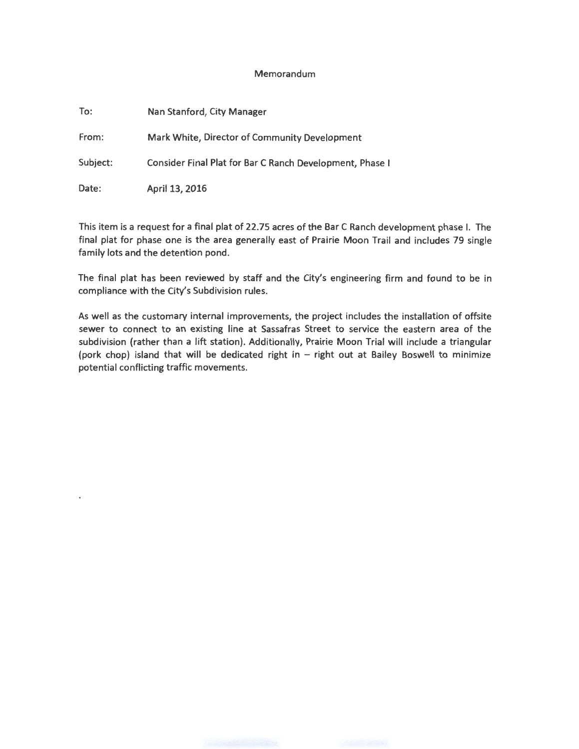# Memorandum

To: Nan Stanford, City Manager

From: Mark White, Director of Community Development

Subject: Consider Final Plat for Bar C Ranch Development, Phase I

Date: April 13, 2016

This item is a request for a final plat of 22.75 acres of the Bar C Ranch development phase I. The final plat for phase one is the area generally east of Prairie Moon Trail and includes 79 single family lots and the detention pond.

The final plat has been reviewed by staff and the City's engineering firm and found to be in compliance with the City's Subdivision rules.

As well as the customary internal improvements, the project includes the installation of offsite sewer to connect to an existing line at Sassafras Street to service the eastern area of the subdivision (rather than a lift station). Additionally, Prairie Moon Trial will include a triangular (pork chop) island that will be dedicated right in – right out at Bailey Boswell to minimize potential conflicting traffic movements.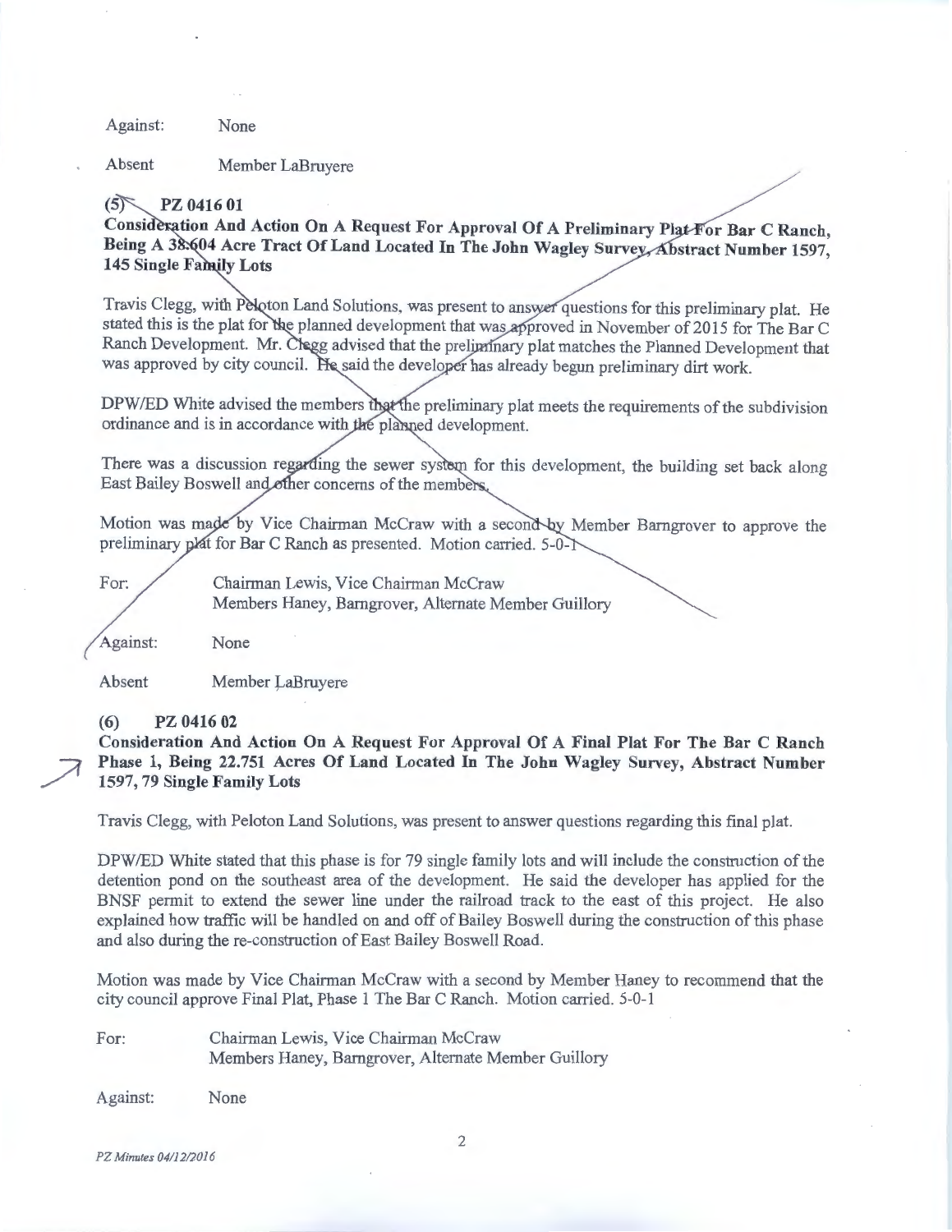Against: None

Absent Member LaBruyere

**(5) PZ 0416 01**

**Consideration And Action On A Request For Approval Of A Preliminary Plat For Bar C Ranch, Being A 38.604 Acre Tract Of Land Located In The John Wagley Survey, Abstract Number 1597, 145 Single Family Lots**

Travis Clegg, with Peloton Land Solutions, was present to answer questions for this preliminary plat. He stated this is the plat for the planned development that was approved in November of 2015 for The Bar C Ranch Development. Mr. Clegg advised that the preliminary plat matches the Planned Development that was approved by city council. He said the developer has already begun preliminary dirt work.

DPW/ED White advised the members that the preliminary plat meets the requirements of the subdivision ordinance and is in accordance with the planned development.

There was a discussion regarding the sewer system for this development, the building set back along East Bailey Boswell and other concerns of the members.

Motion was made by Vice Chairman McCraw with a second by Member Barngrover to approve the preliminary plat for Bar C Ranch as presented. Motion carried. 5-0-1

For: Chairman Lewis, Vice Chairman McCraw
Members Haney, Barngrover, Alternate Member Guillory

Against: None

Absent Member LaBruyere

**(6) PZ 0416 02**

**Consideration And Action On A Request For Approval Of A Final Plat For The Bar C Ranch Phase 1, Being 22.751 Acres Of Land Located In The John Wagley Survey, Abstract Number 1597, 79 Single Family Lots**

Travis Clegg, with Peloton Land Solutions, was present to answer questions regarding this final plat.

DPW/ED White stated that this phase is for 79 single family lots and will include the construction of the detention pond on the southeast area of the development. He said the developer has applied for the BNSF permit to extend the sewer line under the railroad track to the east of this project. He also explained how traffic will be handled on and off of Bailey Boswell during the construction of this phase and also during the re-construction of East Bailey Boswell Road.

Motion was made by Vice Chairman McCraw with a second by Member Haney to recommend that the city council approve Final Plat, Phase 1 The Bar C Ranch. Motion carried. 5-0-1

For: Chairman Lewis, Vice Chairman McCraw
Members Haney, Barngrover, Alternate Member Guillory

Against: None

*PZ Minutes 04/12/2016*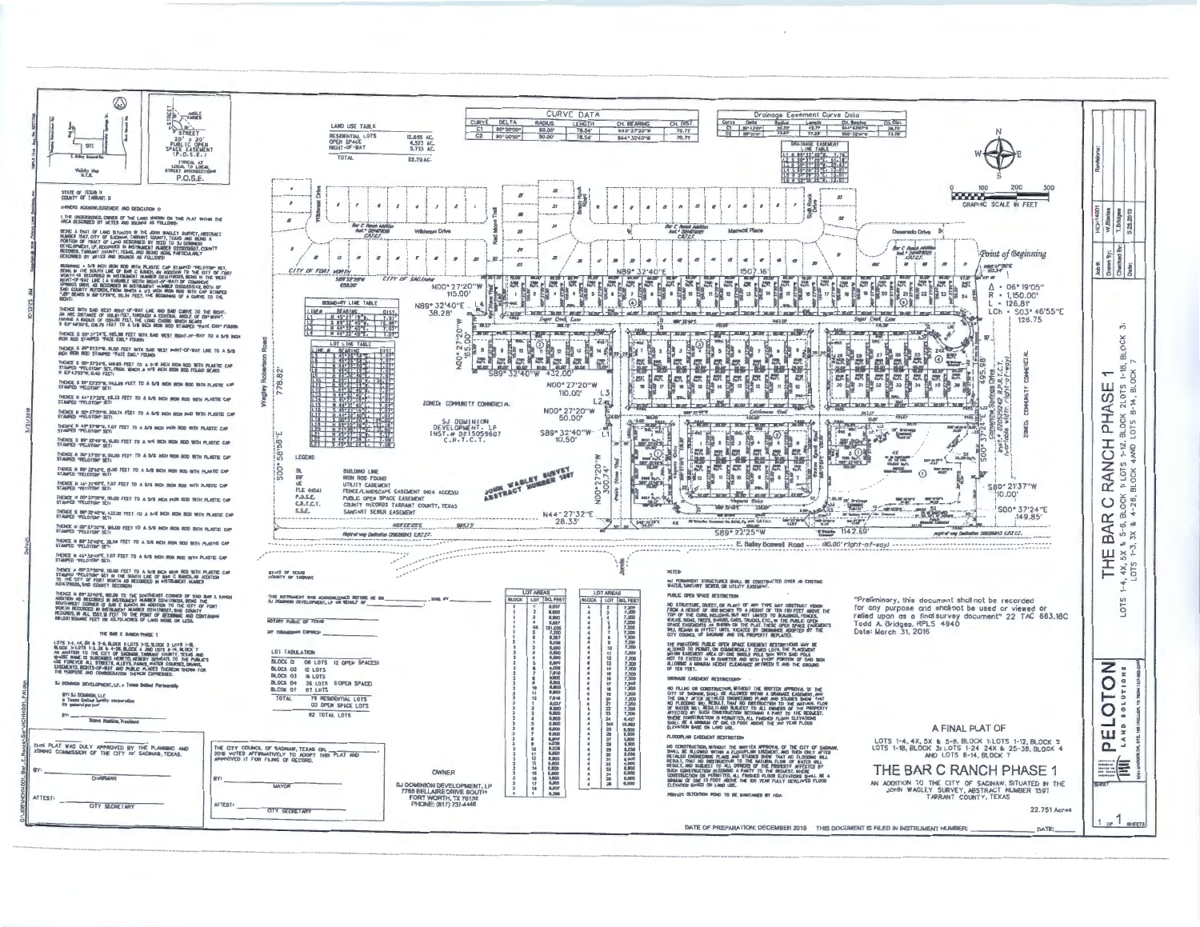# A FINAL PLAT OF

LOTS 1-4, 4X, 5X & 5-8, BLOCK 1; LOTS 1-12, BLOCK 2
LOTS 1-18, BLOCK 3; LOTS 1-24, 24X & 25-38, BLOCK 4
AND LOTS 8-14, BLOCK 7

# THE BAR C RANCH PHASE 1

AN ADDITION TO THE CITY OF SAGINAW, SITUATED IN THE JOHN WAGLEY SURVEY, ABSTRACT NUMBER 1597 TARRANT COUNTY, TEXAS

22.751 Acres

## CURVE DATA

| CURVE | DELTA | RADIUS | LENGTH | CH. BEARING | CH. DIST |
|---|---|---|---|---|---|
| C1 | 90°00'00" | 50.00' | 78.54' | N45°27'20"W | 70.71' |
| C2 | 90°00'00" | 50.00' | 78.54' | S44°32'40"W | 70.71' |

## LAND USE TABLE

| | |
|---|---|
| RESIDENTIAL LOTS | 12.695 AC. |
| OPEN SPACE | 4.323 AC. |
| RIGHT-OF-WAY | 5.733 AC. |
| TOTAL | 22.751 AC. |

## LOT TABULATION

| | | |
|---|---|---|
| BLOCK 01 | 08 LOTS | (2 OPEN SPACES) |
| BLOCK 02 | 12 LOTS | |
| BLOCK 03 | 18 LOTS | |
| BLOCK 04 | 38 LOTS | (1 OPEN SPACE) |
| BLOCK 07 | 07 LOTS | |
| TOTAL | 79 RESIDENTIAL LOTS | |
| | 03 OPEN SPACE LOTS | |
| | 82 TOTAL LOTS | |

## LEGEND

| | |
|---|---|
| BL | BUILDING LINE |
| IRF | IRON ROD FOUND |
| UE | UTILITY EASEMENT |
| FLE (HOA) | FENCE/LANDSCAPE EASEMENT (HOA ACCESS) |
| P.O.S.E. | PUBLIC OPEN SPACE EASEMENT |
| C.R.T.C.T. | COUNTY RECORDS TARRANT COUNTY, TEXAS |
| S.S.E. | SANITARY SEWER EASEMENT |

STATE OF TEXAS §
COUNTY OF TARRANT §

OWNERS ACKNOWLEDGEMENT AND DEDICATION §

I, THE UNDERSIGNED, OWNER OF THE LAND SHOWN ON THIS PLAT WITHIN THE AREA DESCRIBED BY METES AND BOUNDS AS FOLLOWS:

BEING A TRACT OF LAND SITUATED IN THE JOHN WAGLEY SURVEY, ABSTRACT NUMBER 1597, CITY OF SAGINAW, TARRANT COUNTY, TEXAS AND BEING A PORTION OF TRACT OF LAND DESCRIBED BY DEED TO SJ DOMINION DEVELOPMENT, LP, RECORDED IN INSTRUMENT NUMBER D215059607, COUNTY RECORDS, TARRANT COUNTY, TEXAS, AND BEING MORE PARTICULARLY DESCRIBED BY METES AND BOUNDS AS FOLLOWS:

THE BAR C RANCH PHASE 1

LOTS 1-4, 4X, 5X & 5-8, BLOCK 1; LOTS 1-12, BLOCK 2; LOTS 1-18, BLOCK 3; LOTS 1-24, 24X & 25-38, BLOCK 4 AND LOTS 8-14, BLOCK 7, AN ADDITION TO THE CITY OF SAGINAW, TARRANT COUNTY, TEXAS AND WHOSE NAME IS SUBSCRIBED HERETO, HEREBY DEDICATE TO THE PUBLIC'S USE FOREVER ALL STREETS, ALLEYS, PARKS, WATER COURSES, DRAINS, EASEMENTS, RIGHTS-OF-WAY AND PUBLIC PLACES THEREON SHOWN FOR THE PURPOSE AND CONSIDERATION THEREIN EXPRESSED.

SJ DOMINION DEVELOPMENT, LP, a Texas limited Partnership

BY: SJ DOMINION, LLC
a Texas limited liability corporation
Its general partner

BY: ______________________
Steve Hawkins, President

THIS PLAT WAS DULY APPROVED BY THE PLANNING AND ZONING COMMISSION OF THE CITY OF SAGINAW, TEXAS.

BY: ______________________ CHAIRMAN

ATTEST: ______________________ CITY SECRETARY

THE CITY COUNCIL OF SAGINAW, TEXAS ON ____________, 2016 VOTED AFFIRMATIVELY TO ADOPT THIS PLAT AND APPROVED IT FOR FILING OF RECORD.

BY: ______________________ MAYOR

ATTEST: ______________________ CITY SECRETARY

STATE OF TEXAS
COUNTY OF TARRANT

THIS INSTRUMENT WAS ACKNOWLEDGED BEFORE ME ON ____________, 2016, BY SJ DOMINION DEVELOPMENT, LP ON BEHALF OF ____________.

NOTARY PUBLIC OF TEXAS

MY COMMISSION EXPIRES: ____________

OWNER
SJ DOMINION DEVELOPMENT, LP
7755 BELLAIRE DRIVE SOUTH
FORT WORTH, TX 76132
PHONE: (817) 737-4446

## NOTES:

NO PERMANENT STRUCTURES SHALL BE CONSTRUCTED OVER AN EXISTING WATER, SANITARY SEWER OR UTILITY EASEMENT.

PUBLIC OPEN SPACE RESTRICTION

DRAINAGE EASEMENT RESTRICTIONS

FLOODPLAIN EASEMENT RESTRICTION

PRIVATE DETENTION POND TO BE MAINTAINED BY HOA.

"Preliminary, this document shall not be recorded for any purpose and shall not be used or viewed or relied upon as a final survey document" 22 TAC 663.18C
Todd A. Bridges, RPLS 4940
Date: March 31, 2016

ZONED: COMMUNITY COMMERCIAL

SJ DOMINION DEVELOPMENT, LP
INST. # D215059607
C.R.T.C.T.

JOHN WAGLEY SURVEY ABSTRACT NUMBER 1597

Point of Beginning

Δ = 06°19'05"
R = 1,150.00'
L = 126.81'
LCh = S03°46'55"E 126.75'

DATE OF PREPARATION: DECEMBER 2015 THIS DOCUMENT IS FILED IN INSTRUMENT NUMBER: ____________ DATE: ______

PELOTON LAND SOLUTIONS

THE BAR C RANCH PHASE 1
LOTS 1-4, 4X, 5X & 5-8, BLOCK 1; LOTS 1-12, BLOCK 2; LOTS 1-18, BLOCK 3; LOTS 1-3, 5X & 4-26, BLOCK 4 AND LOTS 8-14, BLOCK 7

Job #: HCH14001
Drawn By: W. Bledsoe
Checked By: T. Bridges
Date: 5.28.2015

SHEET 1 OF 1 SHEETS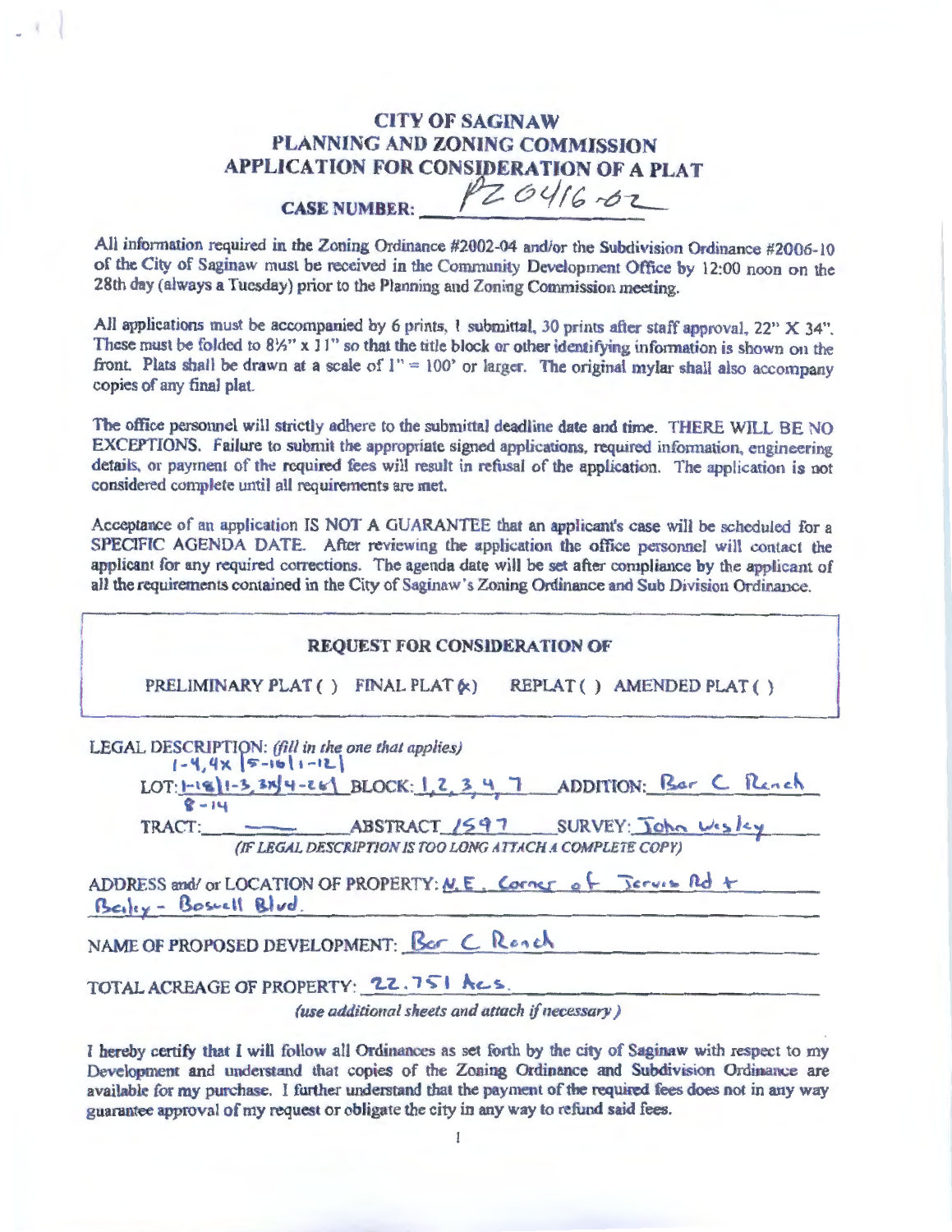# CITY OF SAGINAW
## PLANNING AND ZONING COMMISSION
## APPLICATION FOR CONSIDERATION OF A PLAT

**CASE NUMBER:** PZ 0416-02

All information required in the Zoning Ordinance #2002-04 and/or the Subdivision Ordinance #2006-10 of the City of Saginaw must be received in the Community Development Office by 12:00 noon on the 28th day (always a Tuesday) prior to the Planning and Zoning Commission meeting.

All applications must be accompanied by 6 prints, 1 submittal, 30 prints after staff approval, 22" X 34". These must be folded to 8½" x 11" so that the title block or other identifying information is shown on the front. Plats shall be drawn at a scale of 1" = 100' or larger. The original mylar shall also accompany copies of any final plat.

The office personnel will strictly adhere to the submittal deadline date and time. THERE WILL BE NO EXCEPTIONS. Failure to submit the appropriate signed applications, required information, engineering details, or payment of the required fees will result in refusal of the application. The application is not considered complete until all requirements are met.

Acceptance of an application IS NOT A GUARANTEE that an applicant's case will be scheduled for a SPECIFIC AGENDA DATE. After reviewing the application the office personnel will contact the applicant for any required corrections. The agenda date will be set after compliance by the applicant of all the requirements contained in the City of Saginaw's Zoning Ordinance and Sub Division Ordinance.

---

**REQUEST FOR CONSIDERATION OF**

PRELIMINARY PLAT ( ) FINAL PLAT (x) REPLAT ( ) AMENDED PLAT ( )

---

LEGAL DESCRIPTION: *(fill in the one that applies)*

LOT: 1-18 | 1-3, 3X | 4-26 | 1-4, 4X | 5-16 | 1-12 | 8-14 BLOCK: 1, 2, 3, 4, 7 ADDITION: Bar C Ranch

TRACT: —— ABSTRACT 1597 SURVEY: John Wesley

*(IF LEGAL DESCRIPTION IS TOO LONG ATTACH A COMPLETE COPY)*

ADDRESS and/ or LOCATION OF PROPERTY: N.E. Corner of Jarvis Rd + Bailey - Boswell Blvd.

NAME OF PROPOSED DEVELOPMENT: Bar C Ranch

TOTAL ACREAGE OF PROPERTY: 22.751 Acs.

*(use additional sheets and attach if necessary)*

I hereby certify that I will follow all Ordinances as set forth by the city of Saginaw with respect to my Development and understand that copies of the Zoning Ordinance and Subdivision Ordinance are available for my purchase. I further understand that the payment of the required fees does not in any way guarantee approval of my request or obligate the city in any way to refund said fees.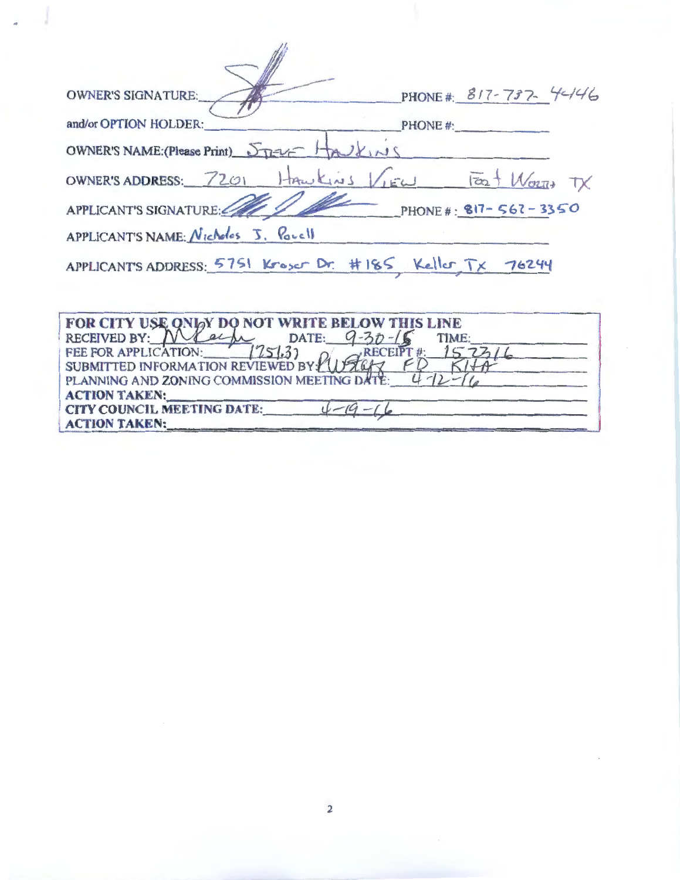OWNER'S SIGNATURE: _______________ PHONE #: 817-737-4446

and/or OPTION HOLDER: _______________ PHONE #: _______________

OWNER'S NAME:(Please Print) Steve Hawkins

OWNER'S ADDRESS: 7201 Hawkins View Fort Worth TX

APPLICANT'S SIGNATURE: _______________ PHONE #: 817-562-3350

APPLICANT'S NAME: Nicholas J. Porell

APPLICANT'S ADDRESS: 5751 Kroger Dr. #185, Keller, TX 76244

---

**FOR CITY USE ONLY DO NOT WRITE BELOW THIS LINE**

RECEIVED BY: _______________ DATE: 9-30-15 TIME: _______________

FEE FOR APPLICATION: 1751.37 RECEIPT #: 152316

SUBMITTED INFORMATION REVIEWED BY: Pw Staff FD KHA

PLANNING AND ZONING COMMISSION MEETING DATE: 4-12-16

**ACTION TAKEN:** _______________

**CITY COUNCIL MEETING DATE:** 4-19-16

**ACTION TAKEN:** _______________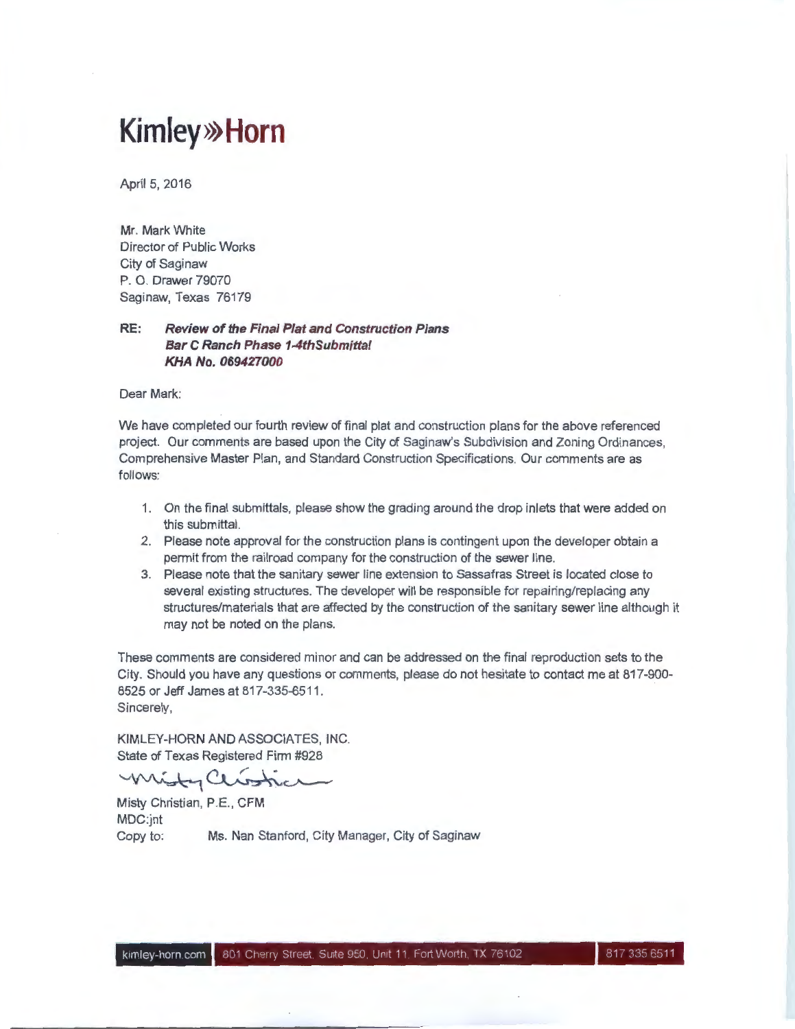# Kimley»Horn

April 5, 2016

Mr. Mark White  
Director of Public Works  
City of Saginaw  
P. O. Drawer 79070  
Saginaw, Texas 76179

**RE: *Review of the Final Plat and Construction Plans***  
***Bar C Ranch Phase 1-4thSubmittal***  
***KHA No. 069427000***

Dear Mark:

We have completed our fourth review of final plat and construction plans for the above referenced project. Our comments are based upon the City of Saginaw's Subdivision and Zoning Ordinances, Comprehensive Master Plan, and Standard Construction Specifications. Our comments are as follows:

1. On the final submittals, please show the grading around the drop inlets that were added on this submittal.
2. Please note approval for the construction plans is contingent upon the developer obtain a permit from the railroad company for the construction of the sewer line.
3. Please note that the sanitary sewer line extension to Sassafras Street is located close to several existing structures. The developer will be responsible for repairing/replacing any structures/materials that are affected by the construction of the sanitary sewer line although it may not be noted on the plans.

These comments are considered minor and can be addressed on the final reproduction sets to the City. Should you have any questions or comments, please do not hesitate to contact me at 817-900-8525 or Jeff James at 817-335-6511.  
Sincerely,

KIMLEY-HORN AND ASSOCIATES, INC.  
State of Texas Registered Firm #928

Misty Christian

Misty Christian, P.E., CFM  
MDC:jnt  
Copy to: Ms. Nan Stanford, City Manager, City of Saginaw

kimley-horn.com 801 Cherry Street, Suite 950, Unit 11, Fort Worth, TX 76102 817 335 6511